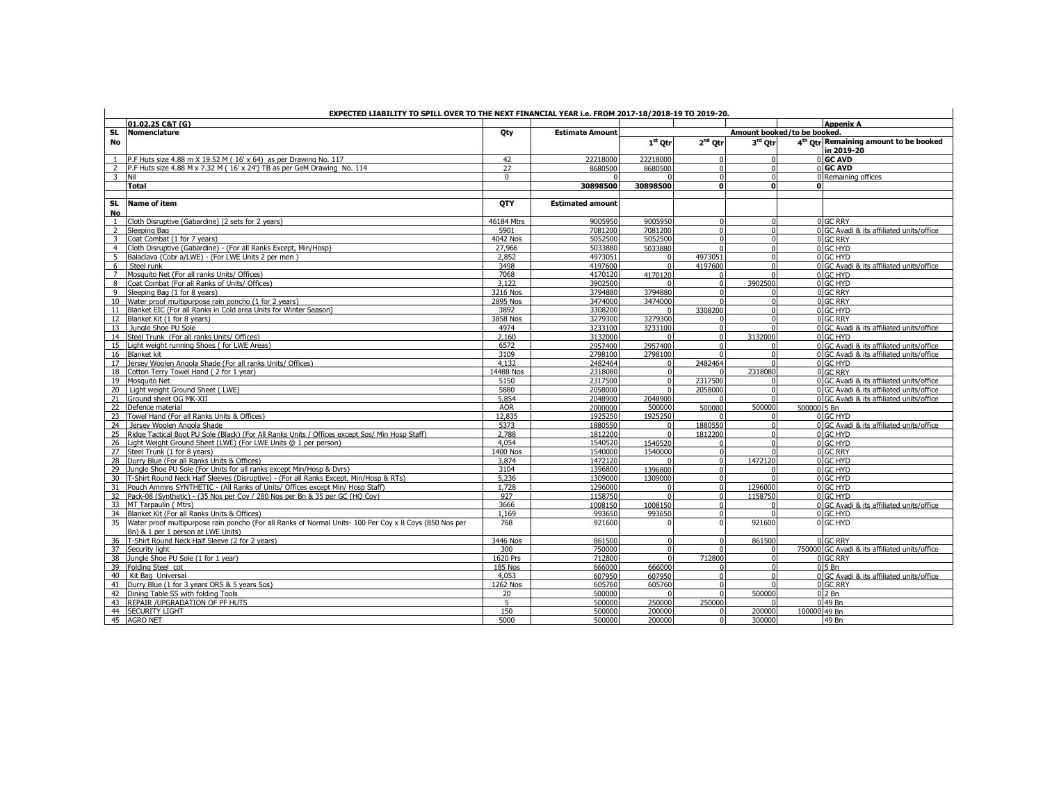**EXPECTED LIABILITY TO SPILL OVER TO THE NEXT FINANCIAL YEAR i.e. FROM 2017-18/2018-19 TO 2019-20.**

| | **01.02.25 C&T (G)** | | | | | | | **Appenix A** |
|---|---|---|---|---|---|---|---|---|
| **SL No** | **Nomenclature** | **Qty** | **Estimate Amount** | **Amount booked/to be booked.** | | | | |
| | | | | **1st Qtr** | **2nd Qtr** | **3rd Qtr** | **4th Qtr** | **Remaining amount to be booked in 2019-20** |
| 1 | P.F Huts size 4.88 m X 19.52 M ( 16' x 64) as per Drawing No. 117 | 42 | 22218000 | 22218000 | 0 | 0 | 0 | **GC AVD** |
| 2 | P.F Huts size 4.88 M x 7.32 M ( 16' x 24') TB as per GeM Drawing No. 114 | 27 | 8680500 | 8680500 | 0 | 0 | 0 | **GC AVD** |
| 3 | Nil | 0 | | 0 | 0 | 0 | 0 | Remaining offices |
| | **Total** | | **30898500** | **30898500** | **0** | **0** | **0** | |

| **SL No** | **Name of item** | **QTY** | **Estimated amount** | | | | | |
|---|---|---|---|---|---|---|---|---|
| 1 | Cloth Disruptive (Gabardine) (2 sets for 2 years) | 46184 Mtrs | 9005950 | 9005950 | 0 | 0 | 0 | GC RRY |
| 2 | Sleeping Bag | 5901 | 7081200 | 7081200 | 0 | 0 | 0 | GC Avadi & its affiliated units/office |
| 3 | Coat Combat (1 for 7 years) | 4042 Nos | 5052500 | 5052500 | 0 | 0 | 0 | GC RRY |
| 4 | Cloth Disruptive (Gabardine) - (For all Ranks Except, Min/Hosp) | 27,966 | 5033880 | 5033880 | 0 | 0 | 0 | GC HYD |
| 5 | Balaclava (Cobr a/LWE) - (For LWE Units 2 per men ) | 2,852 | 4973051 | 0 | 4973051 | 0 | 0 | GC HYD |
| 6 | Steel runk | 3498 | 4197600 | 0 | 4197600 | 0 | 0 | GC Avadi & its affiliated units/office |
| 7 | Mosquito Net (For all ranks Units/ Offices) | 7068 | 4170120 | 4170120 | 0 | 0 | 0 | GC HYD |
| 8 | Coat Combat (For all Ranks of Units/ Offices) | 3,122 | 3902500 | 0 | 0 | 3902500 | 0 | GC HYD |
| 9 | Sleeping Bag (1 for 8 years) | 3216 Nos | 3794880 | 3794880 | 0 | 0 | 0 | GC RRY |
| 10 | Water proof multipurpose rain poncho (1 for 2 years) | 2895 Nos | 3474000 | 3474000 | 0 | 0 | 0 | GC RRY |
| 11 | Blanket EIC (For all Ranks in Cold area Units for Winter Season) | 3892 | 3308200 | 0 | 3308200 | 0 | 0 | GC HYD |
| 12 | Blanket Kit (1 for 8 years) | 3858 Nos | 3279300 | 3279300 | 0 | 0 | 0 | GC RRY |
| 13 | Jungle Shoe PU Sole | 4974 | 3233100 | 3233100 | 0 | 0 | 0 | GC Avadi & its affiliated units/office |
| 14 | Steel Trunk (For all ranks Units/ Offices) | 2,160 | 3132000 | 0 | 0 | 3132000 | 0 | GC HYD |
| 15 | Light weight running Shoes ( for LWE Areas) | 6572 | 2957400 | 2957400 | 0 | 0 | 0 | GC Avadi & its affiliated units/office |
| 16 | Blanket kit | 3109 | 2798100 | 2798100 | 0 | 0 | 0 | GC Avadi & its affiliated units/office |
| 17 | Jersey Woolen Angola Shade (For all ranks Units/ Offices) | 4,132 | 2482464 | 0 | 2482464 | 0 | 0 | GC HYD |
| 18 | Cotton Terry Towel Hand ( 2 for 1 year) | 14488 Nos | 2318080 | 0 | 0 | 2318080 | 0 | GC RRY |
| 19 | Mosquito Net | 5150 | 2317500 | 0 | 2317500 | 0 | 0 | GC Avadi & its affiliated units/office |
| 20 | Light weight Ground Sheet ( LWE) | 5880 | 2058000 | 0 | 2058000 | 0 | 0 | GC Avadi & its affiliated units/office |
| 21 | Ground sheet OG MK-XII | 5,854 | 2048900 | 2048900 | 0 | 0 | 0 | GC Avadi & its affiliated units/office |
| 22 | Defence material | AOR | 2000000 | 500000 | 500000 | 500000 | 500000 | 5 Bn |
| 23 | Towel Hand (For all Ranks Units & Offices) | 12,835 | 1925250 | 1925250 | 0 | 0 | 0 | GC HYD |
| 24 | Jersey Woolen Angola Shade | 5373 | 1880550 | 0 | 1880550 | 0 | 0 | GC Avadi & its affiliated units/office |
| 25 | Ridge Tactical Boot PU Sole (Black) (For All Ranks Units / Offices except Sos/ Min Hosp Staff) | 2,788 | 1812200 | 0 | 1812200 | 0 | 0 | GC HYD |
| 26 | Light Weight Ground Sheet (LWE) (For LWE Units @ 1 per person) | 4,054 | 1540520 | 1540520 | 0 | 0 | 0 | GC HYD |
| 27 | Steel Trunk (1 for 8 years) | 1400 Nos | 1540000 | 1540000 | 0 | 0 | 0 | GC RRY |
| 28 | Durry Blue (For all Ranks Units & Offices) | 3,874 | 1472120 | 0 | 0 | 1472120 | 0 | GC HYD |
| 29 | Jungle Shoe PU Sole (For Units for all ranks except Min/Hosp & Dvrs) | 3104 | 1396800 | 1396800 | 0 | 0 | 0 | GC HYD |
| 30 | T-Shirt Round Neck Half Sleeves (Disruptive) - (For all Ranks Except, Min/Hosp & RTs) | 5,236 | 1309000 | 1309000 | 0 | 0 | 0 | GC HYD |
| 31 | Pouch Ammns SYNTHETIC - (All Ranks of Units/ Offices except Min/ Hosp Staff) | 1,728 | 1296000 | 0 | 0 | 1296000 | 0 | GC HYD |
| 32 | Pack-08 (Synthetic) - (35 Nos per Coy / 280 Nos per Bn & 35 per GC (HQ Coy) | 927 | 1158750 | 0 | 0 | 1158750 | 0 | GC HYD |
| 33 | MT Tarpaulin ( Mtrs) | 3666 | 1008150 | 1008150 | 0 | 0 | 0 | GC Avadi & its affiliated units/office |
| 34 | Blanket Kit (For all Ranks Units & Offices) | 1,169 | 993650 | 993650 | 0 | 0 | 0 | GC HYD |
| 35 | Water proof multipurpose rain poncho (For all Ranks of Normal Units- 100 Per Coy x 8 Coys (850 Nos per Bn) & 1 per 1 person at LWE Units) | 768 | 921600 | 0 | 0 | 921600 | 0 | GC HYD |
| 36 | T-Shirt Round Neck Half Sleeve (2 for 2 years) | 3446 Nos | 861500 | 0 | 0 | 861500 | 0 | GC RRY |
| 37 | Security light | 300 | 750000 | 0 | 0 | 0 | 750000 | GC Avadi & its affiliated units/office |
| 38 | Jungle Shoe PU Sole (1 for 1 year) | 1620 Prs | 712800 | 0 | 712800 | 0 | 0 | GC RRY |
| 39 | Folding Steel cot | 185 Nos | 666000 | 666000 | 0 | 0 | 0 | 5 Bn |
| 40 | Kit Bag Universal | 4,053 | 607950 | 607950 | 0 | 0 | 0 | GC Avadi & its affiliated units/office |
| 41 | Durry Blue (1 for 3 years ORS & 5 years Sos) | 1262 Nos | 605760 | 605760 | 0 | 0 | 0 | GC RRY |
| 42 | Dining Table SS with folding Tools | 20 | 500000 | 0 | 0 | 500000 | 0 | 2 Bn |
| 43 | REPAIR /UPGRADATION OF PF HUTS | 5 | 500000 | 250000 | 250000 | 0 | 0 | 49 Bn |
| 44 | SECURITY LIGHT | 150 | 500000 | 200000 | 0 | 200000 | 100000 | 49 Bn |
| 45 | AGRO NET | 5000 | 500000 | 200000 | 0 | 300000 | | 49 Bn |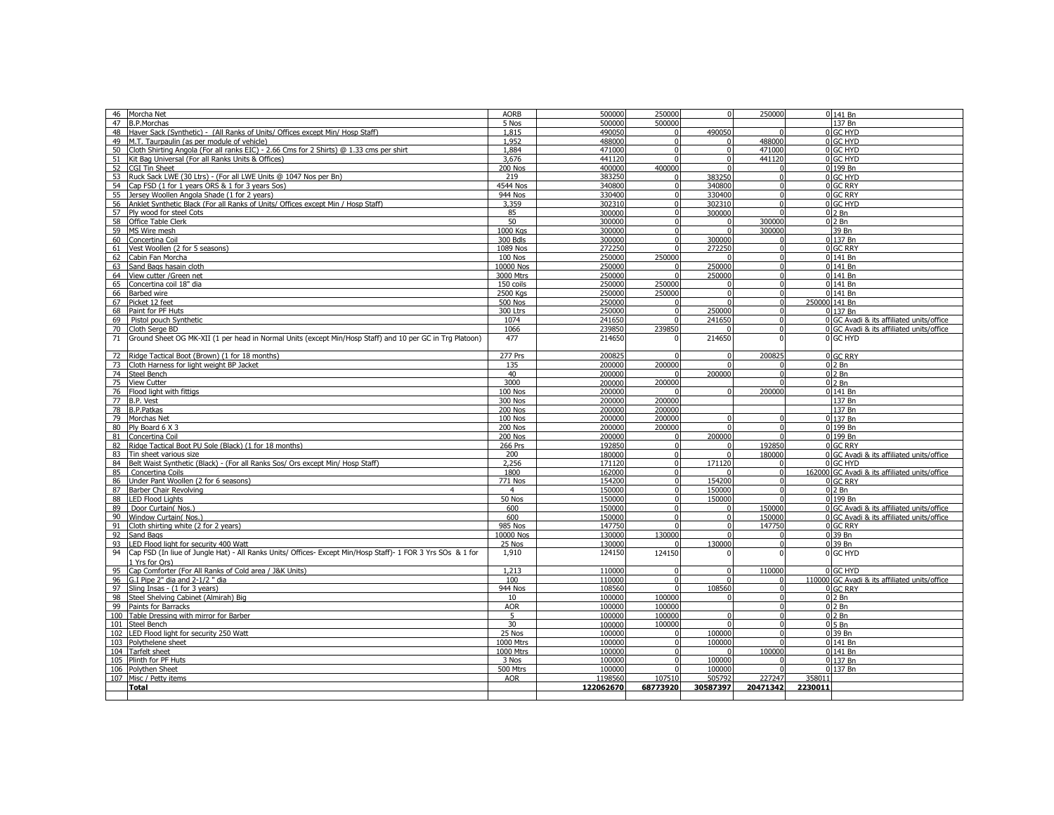| 46 | Morcha Net | AORB | 500000 | 250000 | 0 | 250000 | 0 | 141 Bn |
|---|---|---|---|---|---|---|---|---|
| 47 | B.P.Morchas | 5 Nos | 500000 | 500000 | | | | 137 Bn |
| 48 | Haver Sack (Synthetic) - (All Ranks of Units/ Offices except Min/ Hosp Staff) | 1,815 | 490050 | 0 | 490050 | 0 | 0 | GC HYD |
| 49 | M.T. Taurpaulin (as per module of vehicle) | 1,952 | 488000 | 0 | 0 | 488000 | 0 | GC HYD |
| 50 | Cloth Shirting Angola (For all ranks EIC) - 2.66 Cms for 2 Shirts) @ 1.33 cms per shirt | 1,884 | 471000 | 0 | 0 | 471000 | 0 | GC HYD |
| 51 | Kit Bag Universal (For all Ranks Units & Offices) | 3,676 | 441120 | 0 | 0 | 441120 | 0 | GC HYD |
| 52 | CGI Tin Sheet | 200 Nos | 400000 | 400000 | 0 | 0 | 0 | 199 Bn |
| 53 | Ruck Sack LWE (30 Ltrs) - (For all LWE Units @ 1047 Nos per Bn) | 219 | 383250 | 0 | 383250 | 0 | 0 | GC HYD |
| 54 | Cap FSD (1 for 1 years ORS & 1 for 3 years Sos) | 4544 Nos | 340800 | 0 | 340800 | 0 | 0 | GC RRY |
| 55 | Jersey Woollen Angola Shade (1 for 2 years) | 944 Nos | 330400 | 0 | 330400 | 0 | 0 | GC RRY |
| 56 | Anklet Synthetic Black (For all Ranks of Units/ Offices except Min / Hosp Staff) | 3,359 | 302310 | 0 | 302310 | 0 | 0 | GC HYD |
| 57 | Ply wood for steel Cots | 85 | 300000 | 0 | 300000 | 0 | 0 | 2 Bn |
| 58 | Office Table Clerk | 50 | 300000 | 0 | 0 | 300000 | 0 | 2 Bn |
| 59 | MS Wire mesh | 1000 Kgs | 300000 | 0 | 0 | 300000 | | 39 Bn |
| 60 | Concertina Coil | 300 Bdls | 300000 | 0 | 300000 | 0 | 0 | 137 Bn |
| 61 | Vest Woollen (2 for 5 seasons) | 1089 Nos | 272250 | 0 | 272250 | 0 | 0 | GC RRY |
| 62 | Cabin Fan Morcha | 100 Nos | 250000 | 250000 | 0 | 0 | 0 | 141 Bn |
| 63 | Sand Bags hasain cloth | 10000 Nos | 250000 | 0 | 250000 | 0 | 0 | 141 Bn |
| 64 | View cutter /Green net | 3000 Mtrs | 250000 | 0 | 250000 | 0 | 0 | 141 Bn |
| 65 | Concertina coil 18" dia | 150 coils | 250000 | 250000 | 0 | 0 | 0 | 141 Bn |
| 66 | Barbed wire | 2500 Kgs | 250000 | 250000 | 0 | 0 | 0 | 141 Bn |
| 67 | Picket 12 feet | 500 Nos | 250000 | 0 | 0 | 0 | 250000 | 141 Bn |
| 68 | Paint for PF Huts | 300 Ltrs | 250000 | 0 | 250000 | 0 | 0 | 137 Bn |
| 69 | Pistol pouch Synthetic | 1074 | 241650 | 0 | 241650 | 0 | 0 | GC Avadi & its affiliated units/office |
| 70 | Cloth Serge BD | 1066 | 239850 | 239850 | 0 | 0 | 0 | GC Avadi & its affiliated units/office |
| 71 | Ground Sheet OG MK-XII (1 per head in Normal Units (except Min/Hosp Staff) and 10 per GC in Trg Platoon) | 477 | 214650 | 0 | 214650 | 0 | 0 | GC HYD |
| 72 | Ridge Tactical Boot (Brown) (1 for 18 months) | 277 Prs | 200825 | 0 | 0 | 200825 | 0 | GC RRY |
| 73 | Cloth Harness for light weight BP Jacket | 135 | 200000 | 200000 | 0 | 0 | 0 | 2 Bn |
| 74 | Steel Bench | 40 | 200000 | 0 | 200000 | 0 | 0 | 2 Bn |
| 75 | View Cutter | 3000 | 200000 | 200000 | | 0 | 0 | 2 Bn |
| 76 | Flood light with fittigs | 100 Nos | 200000 | 0 | 0 | 200000 | 0 | 141 Bn |
| 77 | B.P. Vest | 300 Nos | 200000 | 200000 | | | | 137 Bn |
| 78 | B.P.Patkas | 200 Nos | 200000 | 200000 | | | | 137 Bn |
| 79 | Morchas Net | 100 Nos | 200000 | 200000 | 0 | 0 | 0 | 137 Bn |
| 80 | Ply Board 6 X 3 | 200 Nos | 200000 | 200000 | 0 | 0 | 0 | 199 Bn |
| 81 | Concertina Coil | 200 Nos | 200000 | 0 | 200000 | 0 | 0 | 199 Bn |
| 82 | Ridge Tactical Boot PU Sole (Black) (1 for 18 months) | 266 Prs | 192850 | 0 | 0 | 192850 | 0 | GC RRY |
| 83 | Tin sheet various size | 200 | 180000 | 0 | 0 | 180000 | 0 | GC Avadi & its affiliated units/office |
| 84 | Belt Waist Synthetic (Black) - (For all Ranks Sos/ Ors except Min/ Hosp Staff) | 2,256 | 171120 | 0 | 171120 | 0 | 0 | GC HYD |
| 85 | Concertina Coils | 1800 | 162000 | 0 | 0 | 0 | 162000 | GC Avadi & its affiliated units/office |
| 86 | Under Pant Woollen (2 for 6 seasons) | 771 Nos | 154200 | 0 | 154200 | 0 | 0 | GC RRY |
| 87 | Barber Chair Revolving | 4 | 150000 | 0 | 150000 | 0 | 0 | 2 Bn |
| 88 | LED Flood Lights | 50 Nos | 150000 | 0 | 150000 | 0 | 0 | 199 Bn |
| 89 | Door Curtain( Nos.) | 600 | 150000 | 0 | 0 | 150000 | 0 | GC Avadi & its affiliated units/office |
| 90 | Window Curtain( Nos.) | 600 | 150000 | 0 | 0 | 150000 | 0 | GC Avadi & its affiliated units/office |
| 91 | Cloth shirting white (2 for 2 years) | 985 Nos | 147750 | 0 | 0 | 147750 | 0 | GC RRY |
| 92 | Sand Bags | 10000 Nos | 130000 | 130000 | 0 | 0 | 0 | 39 Bn |
| 93 | LED Flood light for security 400 Watt | 25 Nos | 130000 | 0 | 130000 | 0 | 0 | 39 Bn |
| 94 | Cap FSD (In liue of Jungle Hat) - All Ranks Units/ Offices- Except Min/Hosp Staff)- 1 FOR 3 Yrs SOs & 1 for 1 Yrs for Ors) | 1,910 | 124150 | 124150 | 0 | 0 | 0 | GC HYD |
| 95 | Cap Comforter (For All Ranks of Cold area / J&K Units) | 1,213 | 110000 | 0 | 0 | 110000 | 0 | GC HYD |
| 96 | G.I Pipe 2" dia and 2-1/2 " dia | 100 | 110000 | 0 | 0 | 0 | 110000 | GC Avadi & its affiliated units/office |
| 97 | Sling Insas - (1 for 3 years) | 944 Nos | 108560 | 0 | 108560 | 0 | 0 | GC RRY |
| 98 | Steel Shelving Cabinet (Almirah) Big | 10 | 100000 | 100000 | 0 | 0 | 0 | 2 Bn |
| 99 | Paints for Barracks | AOR | 100000 | 100000 | | 0 | 0 | 2 Bn |
| 100 | Table Dressing with mirror for Barber | 5 | 100000 | 100000 | 0 | 0 | 0 | 2 Bn |
| 101 | Steel Bench | 30 | 100000 | 100000 | 0 | 0 | 0 | 5 Bn |
| 102 | LED Flood light for security 250 Watt | 25 Nos | 100000 | 0 | 100000 | 0 | 0 | 39 Bn |
| 103 | Polythelene sheet | 1000 Mtrs | 100000 | 0 | 100000 | 0 | 0 | 141 Bn |
| 104 | Tarfelt sheet | 1000 Mtrs | 100000 | 0 | 0 | 100000 | 0 | 141 Bn |
| 105 | Plinth for PF Huts | 3 Nos | 100000 | 0 | 100000 | 0 | 0 | 137 Bn |
| 106 | Polythen Sheet | 500 Mtrs | 100000 | 0 | 100000 | 0 | 0 | 137 Bn |
| 107 | Misc / Petty items | AOR | 1198560 | 107510 | 505792 | 227247 | 358011 | |
| | **Total** | | **122062670** | **68773920** | **30587397** | **20471342** | **2230011** | |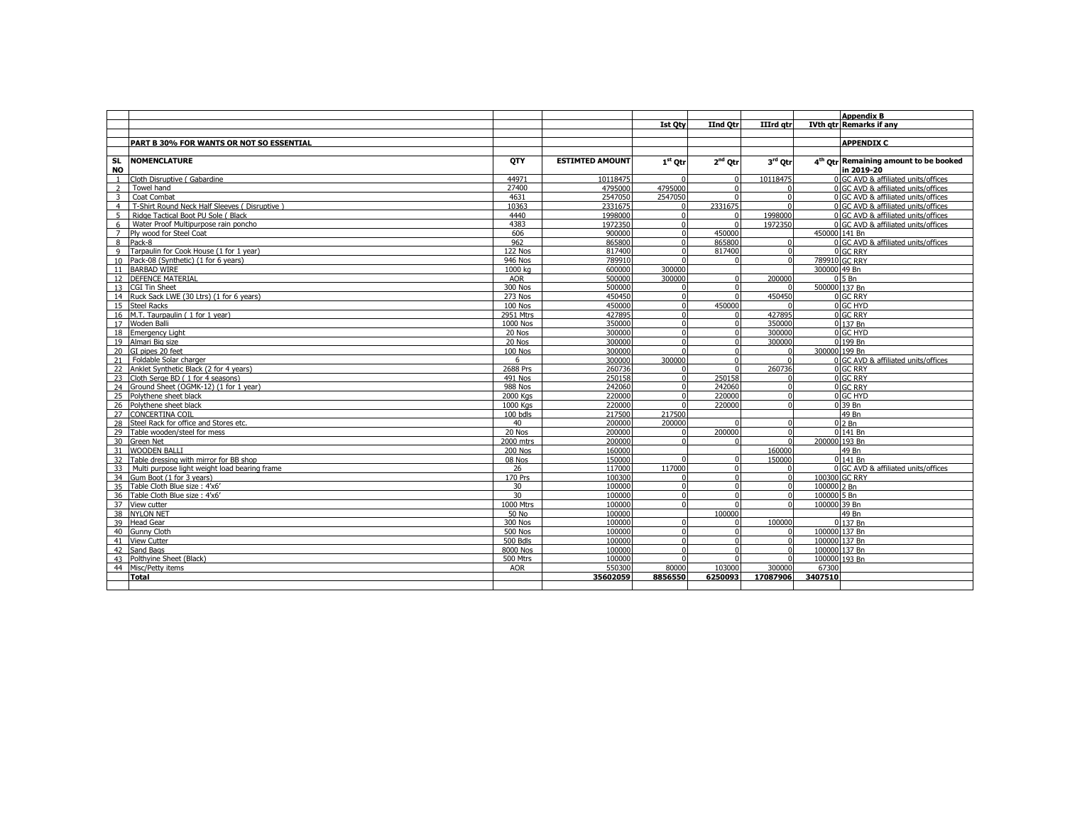| | | | | Ist Qty | IInd Qtr | IIIrd qtr | IVth qtr | Appendix B<br>Remarks if any |
|---|---|---|---|---|---|---|---|---|
| | **PART B 30% FOR WANTS OR NOT SO ESSENTIAL** | | | | | | | **APPENDIX C** |
| **SL NO** | **NOMENCLATURE** | **QTY** | **ESTIMTED AMOUNT** | **1st Qtr** | **2nd Qtr** | **3rd Qtr** | **4th Qtr** | **Remaining amount to be booked in 2019-20** |
| 1 | Cloth Disruptive ( Gabardine | 44971 | 10118475 | 0 | 0 | 10118475 | 0 | GC AVD & affiliated units/offices |
| 2 | Towel hand | 27400 | 4795000 | 4795000 | 0 | 0 | 0 | GC AVD & affiliated units/offices |
| 3 | Coat Combat | 4631 | 2547050 | 2547050 | 0 | 0 | 0 | GC AVD & affiliated units/offices |
| 4 | T-Shirt Round Neck Half Sleeves ( Disruptive ) | 10363 | 2331675 | 0 | 2331675 | 0 | 0 | GC AVD & affiliated units/offices |
| 5 | Ridge Tactical Boot PU Sole ( Black | 4440 | 1998000 | 0 | 0 | 1998000 | 0 | GC AVD & affiliated units/offices |
| 6 | Water Proof Multipurpose rain poncho | 4383 | 1972350 | 0 | 0 | 1972350 | 0 | GC AVD & affiliated units/offices |
| 7 | Ply wood for Steel Coat | 606 | 900000 | 0 | 450000 | | 450000 | 141 Bn |
| 8 | Pack-8 | 962 | 865800 | 0 | 865800 | 0 | 0 | GC AVD & affiliated units/offices |
| 9 | Tarpaulin for Cook House (1 for 1 year) | 122 Nos | 817400 | 0 | 817400 | 0 | 0 | GC RRY |
| 10 | Pack-08 (Synthetic) (1 for 6 years) | 946 Nos | 789910 | 0 | 0 | 0 | 789910 | GC RRY |
| 11 | BARBAD WIRE | 1000 kg | 600000 | 300000 | | | 300000 | 49 Bn |
| 12 | DEFENCE MATERIAL | AOR | 500000 | 300000 | 0 | 200000 | 0 | 5 Bn |
| 13 | CGI Tin Sheet | 300 Nos | 500000 | 0 | 0 | 0 | 500000 | 137 Bn |
| 14 | Ruck Sack LWE (30 Ltrs) (1 for 6 years) | 273 Nos | 450450 | 0 | 0 | 450450 | 0 | GC RRY |
| 15 | Steel Racks | 100 Nos | 450000 | 0 | 450000 | 0 | 0 | GC HYD |
| 16 | M.T. Taurpaulin ( 1 for 1 year) | 2951 Mtrs | 427895 | 0 | 0 | 427895 | 0 | GC RRY |
| 17 | Woden Balli | 1000 Nos | 350000 | 0 | 0 | 350000 | 0 | 137 Bn |
| 18 | Emergency Light | 20 Nos | 300000 | 0 | 0 | 300000 | 0 | GC HYD |
| 19 | Almari Big size | 20 Nos | 300000 | 0 | 0 | 300000 | 0 | 199 Bn |
| 20 | GI pipes 20 feet | 100 Nos | 300000 | 0 | 0 | 0 | 300000 | 199 Bn |
| 21 | Foldable Solar charger | 6 | 300000 | 300000 | 0 | 0 | 0 | GC AVD & affiliated units/offices |
| 22 | Anklet Synthetic Black (2 for 4 years) | 2688 Prs | 260736 | 0 | 0 | 260736 | 0 | GC RRY |
| 23 | Cloth Serge BD ( 1 for 4 seasons) | 491 Nos | 250158 | 0 | 250158 | 0 | 0 | GC RRY |
| 24 | Ground Sheet (OGMK-12) (1 for 1 year) | 988 Nos | 242060 | 0 | 242060 | 0 | 0 | GC RRY |
| 25 | Polythene sheet black | 2000 Kgs | 220000 | 0 | 220000 | 0 | 0 | GC HYD |
| 26 | Polythene sheet black | 1000 Kgs | 220000 | 0 | 220000 | 0 | 0 | 39 Bn |
| 27 | CONCERTINA COIL | 100 bdls | 217500 | 217500 | | | | 49 Bn |
| 28 | Steel Rack for office and Stores etc. | 40 | 200000 | 200000 | 0 | 0 | 0 | 2 Bn |
| 29 | Table wooden/steel for mess | 20 Nos | 200000 | 0 | 200000 | 0 | 0 | 141 Bn |
| 30 | Green Net | 2000 mtrs | 200000 | 0 | 0 | 0 | 200000 | 193 Bn |
| 31 | WOODEN BALLI | 200 Nos | 160000 | | | 160000 | | 49 Bn |
| 32 | Table dressing with mirror for BB shop | 08 Nos | 150000 | 0 | 0 | 150000 | 0 | 141 Bn |
| 33 | Multi purpose light weight load bearing frame | 26 | 117000 | 117000 | 0 | 0 | 0 | GC AVD & affiliated units/offices |
| 34 | Gum Boot (1 for 3 years) | 170 Prs | 100300 | 0 | 0 | 0 | 100300 | GC RRY |
| 35 | Table Cloth Blue size : 4'x6' | 30 | 100000 | 0 | 0 | 0 | 100000 | 2 Bn |
| 36 | Table Cloth Blue size : 4'x6' | 30 | 100000 | 0 | 0 | 0 | 100000 | 5 Bn |
| 37 | View cutter | 1000 Mtrs | 100000 | 0 | 0 | 0 | 100000 | 39 Bn |
| 38 | NYLON NET | 50 No | 100000 | | 100000 | | | 49 Bn |
| 39 | Head Gear | 300 Nos | 100000 | 0 | 0 | 100000 | 0 | 137 Bn |
| 40 | Gunny Cloth | 500 Nos | 100000 | 0 | 0 | 0 | 100000 | 137 Bn |
| 41 | View Cutter | 500 Bdls | 100000 | 0 | 0 | 0 | 100000 | 137 Bn |
| 42 | Sand Bags | 8000 Nos | 100000 | 0 | 0 | 0 | 100000 | 137 Bn |
| 43 | Polthyine Sheet (Black) | 500 Mtrs | 100000 | 0 | 0 | 0 | 100000 | 193 Bn |
| 44 | Misc/Petty items | AOR | 550300 | 80000 | 103000 | 300000 | 67300 | |
| | **Total** | | **35602059** | **8856550** | **6250093** | **17087906** | **3407510** | |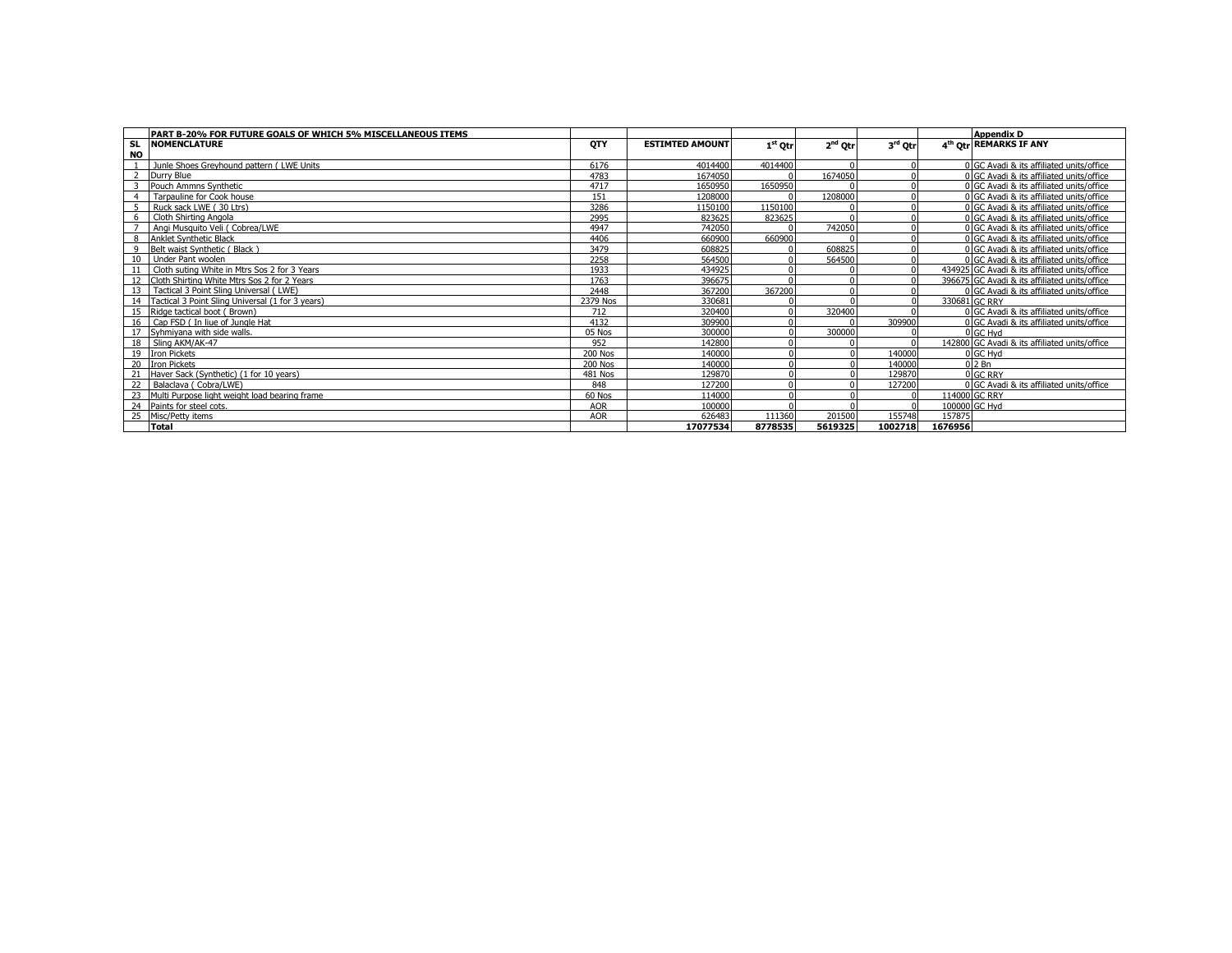| SL NO | PART B-20% FOR FUTURE GOALS OF WHICH 5% MISCELLANEOUS ITEMS NOMENCLATURE | QTY | ESTIMTED AMOUNT | 1st Qtr | 2nd Qtr | 3rd Qtr | 4th Qtr | Appendix D REMARKS IF ANY |
|---|---|---|---|---|---|---|---|---|
| 1 | Junle Shoes Greyhound pattern ( LWE Units | 6176 | 4014400 | 4014400 | 0 | 0 | 0 | GC Avadi & its affiliated units/office |
| 2 | Durry Blue | 4783 | 1674050 | 0 | 1674050 | 0 | 0 | GC Avadi & its affiliated units/office |
| 3 | Pouch Ammns Synthetic | 4717 | 1650950 | 1650950 | 0 | 0 | 0 | GC Avadi & its affiliated units/office |
| 4 | Tarpauline for Cook house | 151 | 1208000 | 0 | 1208000 | 0 | 0 | GC Avadi & its affiliated units/office |
| 5 | Ruck sack LWE ( 30 Ltrs) | 3286 | 1150100 | 1150100 | 0 | 0 | 0 | GC Avadi & its affiliated units/office |
| 6 | Cloth Shirting Angola | 2995 | 823625 | 823625 | 0 | 0 | 0 | GC Avadi & its affiliated units/office |
| 7 | Angi Musquito Veli ( Cobrea/LWE | 4947 | 742050 | 0 | 742050 | 0 | 0 | GC Avadi & its affiliated units/office |
| 8 | Anklet Synthetic Black | 4406 | 660900 | 660900 | 0 | 0 | 0 | GC Avadi & its affiliated units/office |
| 9 | Belt waist Synthetic ( Black ) | 3479 | 608825 | 0 | 608825 | 0 | 0 | GC Avadi & its affiliated units/office |
| 10 | Under Pant woolen | 2258 | 564500 | 0 | 564500 | 0 | 0 | GC Avadi & its affiliated units/office |
| 11 | Cloth suting White in Mtrs Sos 2 for 3 Years | 1933 | 434925 | 0 | 0 | 0 | 434925 | GC Avadi & its affiliated units/office |
| 12 | Cloth Shirting White Mtrs Sos 2 for 2 Years | 1763 | 396675 | 0 | 0 | 0 | 396675 | GC Avadi & its affiliated units/office |
| 13 | Tactical 3 Point Sling Universal ( LWE) | 2448 | 367200 | 367200 | 0 | 0 | 0 | GC Avadi & its affiliated units/office |
| 14 | Tactical 3 Point Sling Universal (1 for 3 years) | 2379 Nos | 330681 | 0 | 0 | 0 | 330681 | GC RRY |
| 15 | Ridge tactical boot ( Brown) | 712 | 320400 | 0 | 320400 | 0 | 0 | GC Avadi & its affiliated units/office |
| 16 | Cap FSD ( In liue of Jungle Hat | 4132 | 309900 | 0 | 0 | 309900 | 0 | GC Avadi & its affiliated units/office |
| 17 | Syhmiyana with side walls. | 05 Nos | 300000 | 0 | 300000 | 0 | 0 | GC Hyd |
| 18 | Sling AKM/AK-47 | 952 | 142800 | 0 | 0 | 0 | 142800 | GC Avadi & its affiliated units/office |
| 19 | Iron Pickets | 200 Nos | 140000 | 0 | 0 | 140000 | 0 | GC Hyd |
| 20 | Iron Pickets | 200 Nos | 140000 | 0 | 0 | 140000 | 0 | 2 Bn |
| 21 | Haver Sack (Synthetic) (1 for 10 years) | 481 Nos | 129870 | 0 | 0 | 129870 | 0 | GC RRY |
| 22 | Balaclava ( Cobra/LWE) | 848 | 127200 | 0 | 0 | 127200 | 0 | GC Avadi & its affiliated units/office |
| 23 | Multi Purpose light weight load bearing frame | 60 Nos | 114000 | 0 | 0 | 0 | 114000 | GC RRY |
| 24 | Paints for steel cots. | AOR | 100000 | 0 | 0 | 0 | 100000 | GC Hyd |
| 25 | Misc/Petty items | AOR | 626483 | 111360 | 201500 | 155748 | 157875 | |
| | **Total** | | **17077534** | **8778535** | **5619325** | **1002718** | **1676956** | |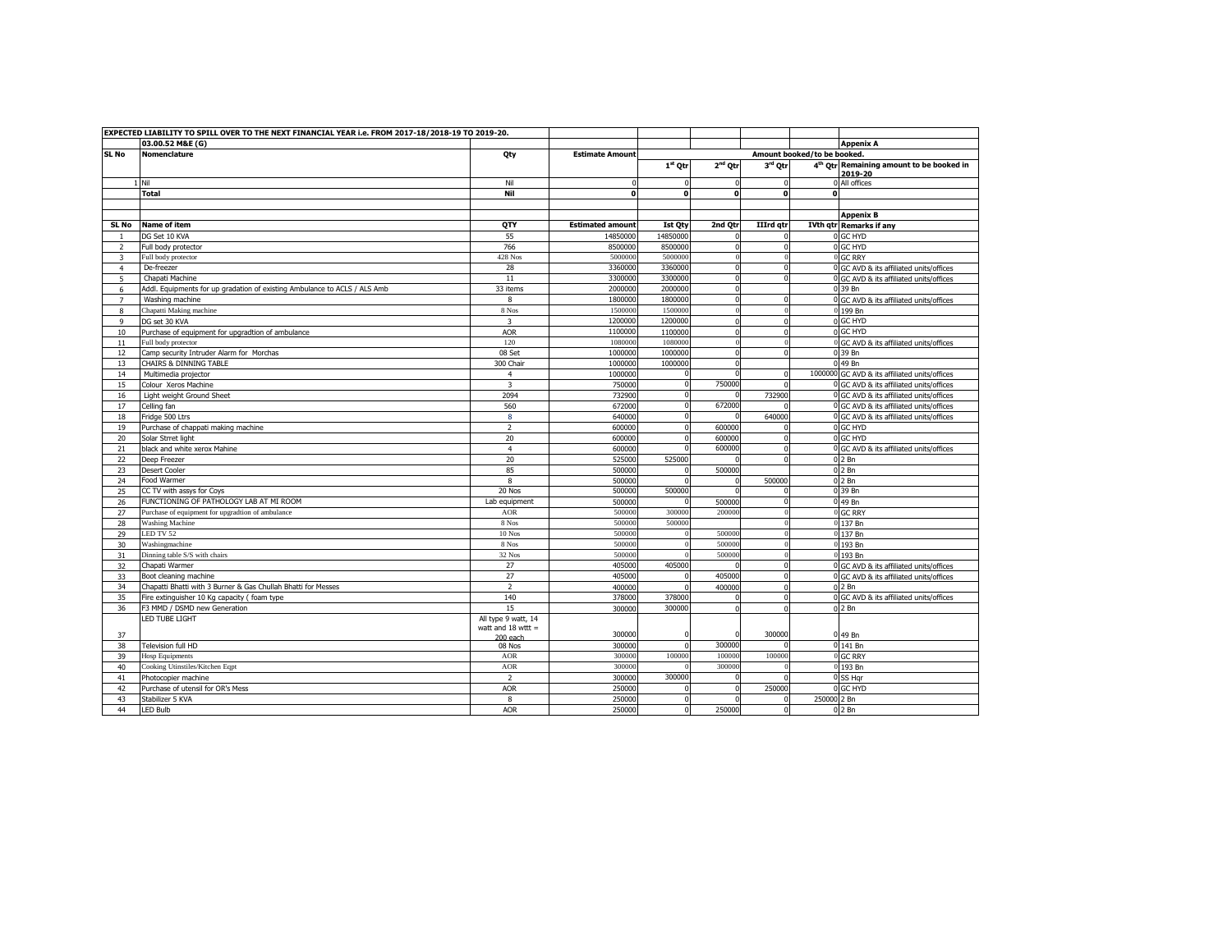**EXPECTED LIABILITY TO SPILL OVER TO THE NEXT FINANCIAL YEAR i.e. FROM 2017-18/2018-19 TO 2019-20.**

**03.00.52 M&E (G)**

**Appenix A**

| SL No | Nomenclature | Qty | Estimate Amount | Amount booked/to be booked. | | | | |
|---|---|---|---|---|---|---|---|---|
| | | | | 1st Qtr | 2nd Qtr | 3rd Qtr | 4th Qtr | Remaining amount to be booked in 2019-20 |
| 1 | Nil | Nil | 0 | 0 | 0 | 0 | 0 | All offices |
| | **Total** | **Nil** | **0** | **0** | **0** | **0** | **0** | |

**Appenix B**

| SL No | Name of item | QTY | Estimated amount | Ist Qty | 2nd Qtr | IIIrd qtr | IVth qtr | Remarks if any |
|---|---|---|---|---|---|---|---|---|
| 1 | DG Set 10 KVA | 55 | 14850000 | 14850000 | 0 | 0 | 0 | GC HYD |
| 2 | Full body protector | 766 | 8500000 | 8500000 | 0 | 0 | 0 | GC HYD |
| 3 | Full body protector | 428 Nos | 5000000 | 5000000 | 0 | 0 | 0 | GC RRY |
| 4 | De-freezer | 28 | 3360000 | 3360000 | 0 | 0 | 0 | GC AVD & its affiliated units/offices |
| 5 | Chapati Machine | 11 | 3300000 | 3300000 | 0 | 0 | 0 | GC AVD & its affiliated units/offices |
| 6 | Addl. Equipments for up gradation of existing Ambulance to ACLS / ALS Amb | 33 items | 2000000 | 2000000 | 0 | | 0 | 39 Bn |
| 7 | Washing machine | 8 | 1800000 | 1800000 | 0 | 0 | 0 | GC AVD & its affiliated units/offices |
| 8 | Chapatti Making machine | 8 Nos | 1500000 | 1500000 | 0 | 0 | 0 | 199 Bn |
| 9 | DG set 30 KVA | 2 | 1200000 | 1200000 | 0 | 0 | 0 | GC HYD |
| 10 | Purchase of equipment for upgradtion of ambulance | AOR | 1100000 | 1100000 | 0 | 0 | 0 | GC HYD |
| 11 | Full body protector | 120 | 1080000 | 1080000 | 0 | 0 | 0 | GC AVD & its affiliated units/offices |
| 12 | Camp security Intruder Alarm for Morchas | 08 Set | 1000000 | 1000000 | 0 | 0 | 0 | 39 Bn |
| 13 | CHAIRS & DINNING TABLE | 300 Chair | 1000000 | 1000000 | 0 | | 0 | 49 Bn |
| 14 | Multimedia projector | 4 | 1000000 | 0 | 0 | 0 | 1000000 | GC AVD & its affiliated units/offices |
| 15 | Colour Xeros Machine | 3 | 750000 | 0 | 750000 | 0 | 0 | GC AVD & its affiliated units/offices |
| 16 | Light weight Ground Sheet | 2094 | 732900 | 0 | 0 | 732900 | 0 | GC AVD & its affiliated units/offices |
| 17 | Celling fan | 560 | 672000 | 0 | 672000 | 0 | 0 | GC AVD & its affiliated units/offices |
| 18 | Fridge 500 Ltrs | 8 | 640000 | 0 | 0 | 640000 | 0 | GC AVD & its affiliated units/offices |
| 19 | Purchase of chappati making machine | 2 | 600000 | 0 | 600000 | 0 | 0 | GC HYD |
| 20 | Solar Strret light | 20 | 600000 | 0 | 600000 | 0 | 0 | GC HYD |
| 21 | black and white xerox Mahine | 4 | 600000 | 0 | 600000 | 0 | 0 | GC AVD & its affiliated units/offices |
| 22 | Deep Freezer | 20 | 525000 | 525000 | 0 | 0 | 0 | 2 Bn |
| 23 | Desert Cooler | 85 | 500000 | 0 | 500000 | | 0 | 2 Bn |
| 24 | Food Warmer | 8 | 500000 | 0 | 0 | 500000 | 0 | 2 Bn |
| 25 | CC TV with assys for Coys | 20 Nos | 500000 | 500000 | 0 | 0 | 0 | 39 Bn |
| 26 | FUNCTIONING OF PATHOLOGY LAB AT MI ROOM | Lab equipment | 500000 | 0 | 500000 | 0 | 0 | 49 Bn |
| 27 | Purchase of equipment for upgradtion of ambulance | AOR | 500000 | 300000 | 200000 | 0 | 0 | GC RRY |
| 28 | Washing Machine | 8 Nos | 500000 | 500000 | | 0 | 0 | 137 Bn |
| 29 | LED TV 52 | 10 Nos | 500000 | 0 | 500000 | 0 | 0 | 137 Bn |
| 30 | Washingmachine | 8 Nos | 500000 | 0 | 500000 | 0 | 0 | 193 Bn |
| 31 | Dinning table S/S with chairs | 32 Nos | 500000 | 0 | 500000 | 0 | 0 | 193 Bn |
| 32 | Chapati Warmer | 27 | 405000 | 405000 | 0 | 0 | 0 | GC AVD & its affiliated units/offices |
| 33 | Boot cleaning machine | 27 | 405000 | 0 | 405000 | 0 | 0 | GC AVD & its affiliated units/offices |
| 34 | Chapatti Bhatti with 3 Burner & Gas Chullah Bhatti for Messes | 2 | 400000 | 0 | 400000 | 0 | 0 | 2 Bn |
| 35 | Fire extinguisher 10 Kg capacity ( foam type | 140 | 378000 | 378000 | 0 | 0 | 0 | GC AVD & its affiliated units/offices |
| 36 | F3 MMD / DSMD new Generation | 15 | 300000 | 300000 | 0 | 0 | 0 | 2 Bn |
| 37 | LED TUBE LIGHT | All type 9 watt, 14 watt and 18 wttt = 200 each | 300000 | 0 | 0 | 300000 | 0 | 49 Bn |
| 38 | Television full HD | 08 Nos | 300000 | 0 | 300000 | 0 | 0 | 141 Bn |
| 39 | Hosp Equipments | AOR | 300000 | 100000 | 100000 | 100000 | 0 | GC RRY |
| 40 | Cooking Utinstiles/Kitchen Eqpt | AOR | 300000 | 0 | 300000 | 0 | 0 | 193 Bn |
| 41 | Photocopier machine | 2 | 300000 | 300000 | 0 | 0 | 0 | SS Hqr |
| 42 | Purchase of utensil for OR's Mess | AOR | 250000 | 0 | 0 | 250000 | 0 | GC HYD |
| 43 | Stabilizer 5 KVA | 8 | 250000 | 0 | 0 | 0 | 250000 | 2 Bn |
| 44 | LED Bulb | AOR | 250000 | 0 | 250000 | 0 | 0 | 2 Bn |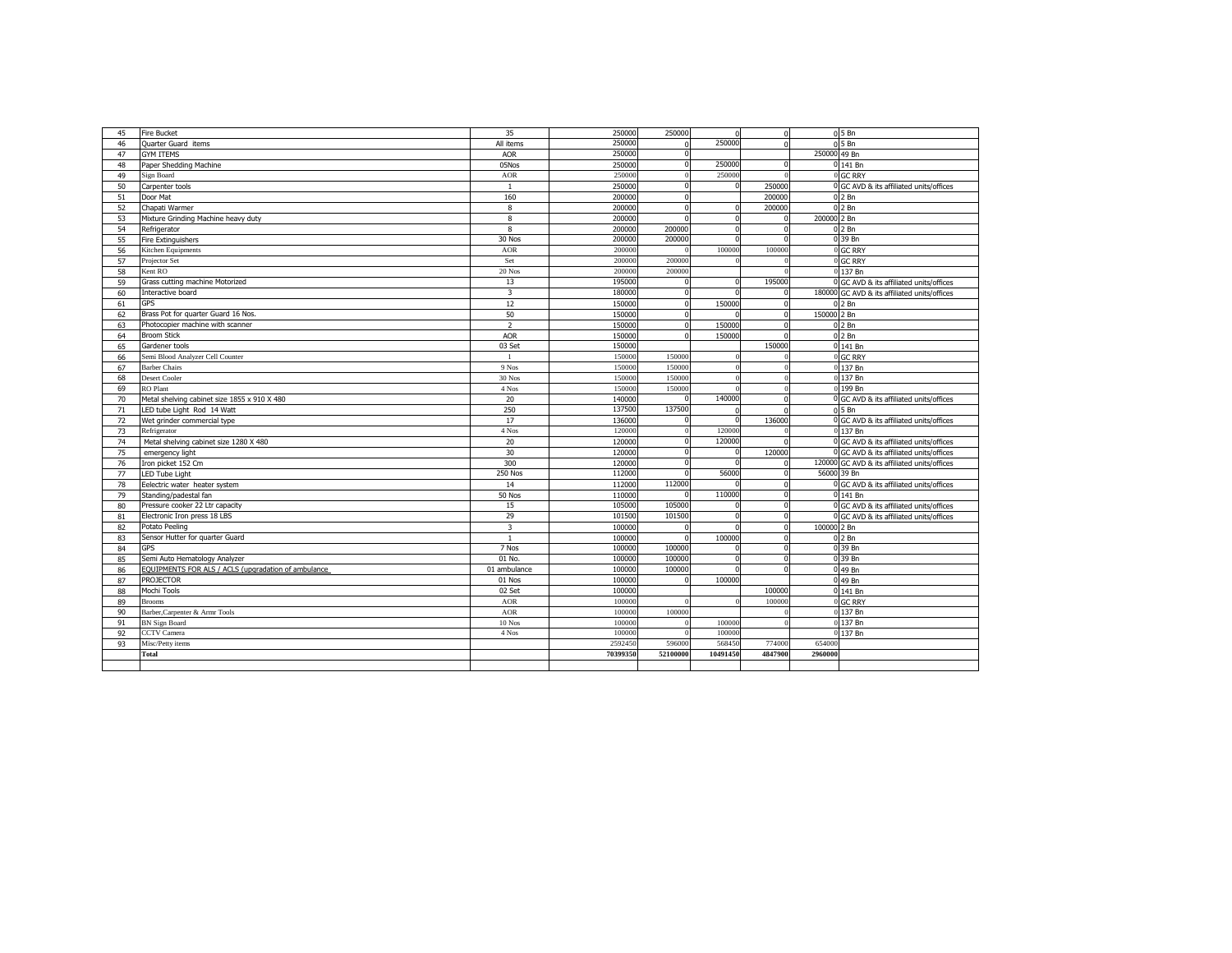| | | | | | | | | |
|---|---|---|---|---|---|---|---|---|
| 45 | Fire Bucket | 35 | 250000 | 250000 | 0 | 0 | 0 | 5 Bn |
| 46 | Quarter Guard items | All items | 250000 | 0 | 250000 | 0 | 0 | 5 Bn |
| 47 | GYM ITEMS | AOR | 250000 | 0 | | | 250000 | 49 Bn |
| 48 | Paper Shedding Machine | 05Nos | 250000 | 0 | 250000 | 0 | 0 | 141 Bn |
| 49 | Sign Board | AOR | 250000 | 0 | 250000 | 0 | 0 | GC RRY |
| 50 | Carpenter tools | 1 | 250000 | 0 | 0 | 250000 | 0 | GC AVD & its affiliated units/offices |
| 51 | Door Mat | 160 | 200000 | 0 | | 200000 | 0 | 2 Bn |
| 52 | Chapati Warmer | 8 | 200000 | 0 | 0 | 200000 | 0 | 2 Bn |
| 53 | Mixture Grinding Machine heavy duty | 8 | 200000 | 0 | 0 | 0 | 200000 | 2 Bn |
| 54 | Refrigerator | 8 | 200000 | 200000 | 0 | 0 | 0 | 2 Bn |
| 55 | Fire Extinguishers | 30 Nos | 200000 | 200000 | 0 | 0 | 0 | 39 Bn |
| 56 | Kitchen Equipments | AOR | 200000 | 0 | 100000 | 100000 | 0 | GC RRY |
| 57 | Projector Set | Set | 200000 | 200000 | 0 | 0 | 0 | GC RRY |
| 58 | Kent RO | 20 Nos | 200000 | 200000 | | 0 | 0 | 137 Bn |
| 59 | Grass cutting machine Motorized | 13 | 195000 | 0 | 0 | 195000 | 0 | GC AVD & its affiliated units/offices |
| 60 | Interactive board | 3 | 180000 | 0 | 0 | 0 | 180000 | GC AVD & its affiliated units/offices |
| 61 | GPS | 12 | 150000 | 0 | 150000 | 0 | 0 | 2 Bn |
| 62 | Brass Pot for quarter Guard 16 Nos. | 50 | 150000 | 0 | 0 | 0 | 150000 | 2 Bn |
| 63 | Photocopier machine with scanner | 2 | 150000 | 0 | 150000 | 0 | 0 | 2 Bn |
| 64 | Broom Stick | AOR | 150000 | 0 | 150000 | 0 | 0 | 2 Bn |
| 65 | Gardener tools | 03 Set | 150000 | | | 150000 | 0 | 141 Bn |
| 66 | Semi Blood Analyzer Cell Counter | 1 | 150000 | 150000 | 0 | 0 | 0 | GC RRY |
| 67 | Barber Chairs | 9 Nos | 150000 | 150000 | 0 | 0 | 0 | 137 Bn |
| 68 | Desert Cooler | 30 Nos | 150000 | 150000 | 0 | 0 | 0 | 137 Bn |
| 69 | RO Plant | 4 Nos | 150000 | 150000 | 0 | 0 | 0 | 199 Bn |
| 70 | Metal shelving cabinet size 1855 x 910 X 480 | 20 | 140000 | 0 | 140000 | 0 | 0 | GC AVD & its affiliated units/offices |
| 71 | LED tube Light Rod 14 Watt | 250 | 137500 | 137500 | 0 | 0 | 0 | 5 Bn |
| 72 | Wet grinder commercial type | 17 | 136000 | 0 | 0 | 136000 | 0 | GC AVD & its affiliated units/offices |
| 73 | Refrigerator | 4 Nos | 120000 | 0 | 120000 | 0 | 0 | 137 Bn |
| 74 | Metal shelving cabinet size 1280 X 480 | 20 | 120000 | 0 | 120000 | 0 | 0 | GC AVD & its affiliated units/offices |
| 75 | emergency light | 30 | 120000 | 0 | 0 | 120000 | 0 | GC AVD & its affiliated units/offices |
| 76 | Iron picket 152 Cm | 300 | 120000 | 0 | 0 | 0 | 120000 | GC AVD & its affiliated units/offices |
| 77 | LED Tube Light | 250 Nos | 112000 | 0 | 56000 | 0 | 56000 | 39 Bn |
| 78 | Eelectric water heater system | 14 | 112000 | 112000 | 0 | 0 | 0 | GC AVD & its affiliated units/offices |
| 79 | Standing/padestal fan | 50 Nos | 110000 | 0 | 110000 | 0 | 0 | 141 Bn |
| 80 | Pressure cooker 22 Ltr capacity | 15 | 105000 | 105000 | 0 | 0 | 0 | GC AVD & its affiliated units/offices |
| 81 | Electronic Iron press 18 LBS | 29 | 101500 | 101500 | 0 | 0 | 0 | GC AVD & its affiliated units/offices |
| 82 | Potato Peeling | 3 | 100000 | 0 | 0 | 0 | 100000 | 2 Bn |
| 83 | Sensor Hutter for quarter Guard | 1 | 100000 | 0 | 100000 | 0 | 0 | 2 Bn |
| 84 | GPS | 7 Nos | 100000 | 100000 | 0 | 0 | 0 | 39 Bn |
| 85 | Semi Auto Hematology Analyzer | 01 No. | 100000 | 100000 | 0 | 0 | 0 | 39 Bn |
| 86 | EQUIPMENTS FOR ALS / ACLS (upgradation of ambulance | 01 ambulance | 100000 | 100000 | 0 | 0 | 0 | 49 Bn |
| 87 | PROJECTOR | 01 Nos | 100000 | 0 | 100000 | | 0 | 49 Bn |
| 88 | Mochi Tools | 02 Set | 100000 | | | 100000 | 0 | 141 Bn |
| 89 | Brooms | AOR | 100000 | 0 | 0 | 100000 | 0 | GC RRY |
| 90 | Barber,Carpenter & Armr Tools | AOR | 100000 | 100000 | | 0 | 0 | 137 Bn |
| 91 | BN Sign Board | 10 Nos | 100000 | 0 | 100000 | 0 | 0 | 137 Bn |
| 92 | CCTV Camera | 4 Nos | 100000 | 0 | 100000 | | 0 | 137 Bn |
| 93 | Misc/Petty items | | 2592450 | 596000 | 568450 | 774000 | 654000 | |
| | **Total** | | **70399350** | **52100000** | **10491450** | **4847900** | **2960000** | |
| | | | | | | | | |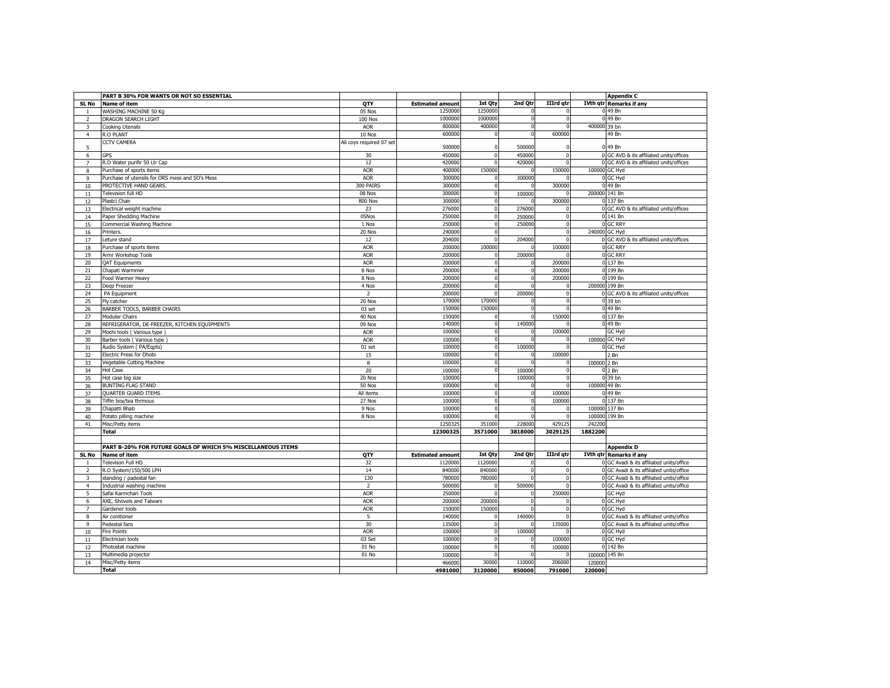| | PART B 30% FOR WANTS OR NOT SO ESSENTIAL | | | | | | | Appendix C |
|---|---|---|---|---|---|---|---|---|
| SL No | Name of item | QTY | Estimated amount | Ist Qty | 2nd Qtr | IIIrd qtr | IVth qtr | Remarks if any |
| 1 | WASHING MACHINE 50 Kg | 05 Nos | 1250000 | 1250000 | 0 | 0 | 0 | 49 Bn |
| 2 | DRAGON SEARCH LIGHT | 100 Nos | 1000000 | 1000000 | 0 | 0 | 0 | 49 Bn |
| 3 | Cooking Utensils | AOR | 800000 | 400000 | 0 | 0 | 400000 | 39 bn |
| 4 | R.O PLANT | 10 Nos | 600000 | 0 | 0 | 600000 | | 49 Bn |
| 5 | CCTV CAMERA | All coys required 07 set | 500000 | 0 | 500000 | 0 | 0 | 49 Bn |
| 6 | GPS | 30 | 450000 | 0 | 450000 | 0 | 0 | GC AVD & its affiliated units/offices |
| 7 | R.O Water purifir 50 Ltr Cap | 12 | 420000 | 0 | 420000 | 0 | 0 | GC AVD & its affiliated units/offices |
| 8 | Purchase of sports items | AOR | 400000 | 150000 | 0 | 150000 | 100000 | GC Hyd |
| 9 | Purchase of utensils for ORS mess and SO's Mess | AOR | 300000 | 0 | 300000 | 0 | 0 | GC Hyd |
| 10 | PROTECTIVE HAND GEARS. | 300 PAIRS | 300000 | 0 | 0 | 300000 | 0 | 49 Bn |
| 11 | Television full HD | 08 Nos | 300000 | 0 | 100000 | 0 | 200000 | 141 Bn |
| 12 | Plastci Chair | 800 Nos | 300000 | 0 | 0 | 300000 | 0 | 137 Bn |
| 13 | Electrical weight machine | 23 | 276000 | 0 | 276000 | 0 | 0 | GC AVD & its affiliated units/offices |
| 14 | Paper Shedding Machine | 05Nos | 250000 | 0 | 250000 | 0 | 0 | 141 Bn |
| 15 | Commercial Washing Machine | 1 Nos | 250000 | 0 | 250000 | 0 | 0 | GC RRY |
| 16 | Printers. | 20 Nos | 240000 | 0 | | 0 | 240000 | GC Hyd |
| 17 | Leture stand | 12 | 204000 | 0 | 204000 | 0 | 0 | GC AVD & its affiliated units/offices |
| 18 | Purchase of sports items | AOR | 200000 | 100000 | 0 | 100000 | 0 | GC RRY |
| 19 | Armr Workshop Tools | AOR | 200000 | 0 | 200000 | 0 | 0 | GC RRY |
| 20 | QAT Equipments | AOR | 200000 | 0 | 0 | 200000 | 0 | 137 Bn |
| 21 | Chapati Warmmer | 8 Nos | 200000 | 0 | 0 | 200000 | 0 | 199 Bn |
| 22 | Food Warmer Heavy | 8 Nos | 200000 | 0 | 0 | 200000 | 0 | 199 Bn |
| 23 | Deep Freezer | 4 Nos | 200000 | 0 | 0 | 0 | 200000 | 199 Bn |
| 24 | PA Equipment | 2 | 200000 | 0 | 200000 | 0 | 0 | GC AVD & its affiliated units/offices |
| 25 | Fly catcher | 20 Nos | 170000 | 170000 | 0 | 0 | 0 | 39 bn |
| 26 | BARBER TOOLS, BARBER CHAIRS | 03 set | 150000 | 150000 | 0 | 0 | 0 | 49 Bn |
| 27 | Moduler Chairs | 40 Nos | 150000 | 0 | 0 | 150000 | 0 | 137 Bn |
| 28 | REFRIGERATOR, DE-FREEZER, KITCHEN EQUIPMENTS | 09 Nos | 140000 | 0 | 140000 | 0 | 0 | 49 Bn |
| 29 | Mochi tools ( Various type ) | AOR | 100000 | 0 | 0 | 100000 | | GC Hyd |
| 30 | Barber tools ( Various type ) | AOR | 100000 | 0 | 0 | 0 | 100000 | GC Hyd |
| 31 | Audio System ( PA/Eqpts) | 01 set | 100000 | 0 | 100000 | 0 | 0 | GC Hyd |
| 32 | Electric Press for Dhobi | 15 | 100000 | 0 | 0 | 100000 | | 2 Bn |
| 33 | Vegetable Cutting Machine | 8 | 100000 | 0 | 0 | 0 | 100000 | 2 Bn |
| 34 | Hot Case | 20 | 100000 | 0 | 100000 | 0 | 0 | 2 Bn |
| 35 | Hot case big size | 20 Nos | 100000 | | 100000 | 0 | 0 | 39 bn |
| 36 | BUNTING FLAG STAND | 50 Nos | 100000 | 0 | 0 | 0 | 100000 | 49 Bn |
| 37 | QUARTER GUARD ITEMS | All items | 100000 | 0 | 0 | 100000 | 0 | 49 Bn |
| 38 | Tiffin box/tea thrmous | 27 Nos | 100000 | 0 | 0 | 100000 | 0 | 137 Bn |
| 39 | Chapatti Bhati | 9 Nos | 100000 | 0 | 0 | 0 | 100000 | 137 Bn |
| 40 | Potato pilling machine | 8 Nos | 100000 | 0 | 0 | 0 | 100000 | 199 Bn |
| 41 | Misc/Petty items | | 1250325 | 351000 | 228000 | 429125 | 242200 | |
| | Total | | 12300325 | 3571000 | 3818000 | 3029125 | 1882200 | |

| | PART B-20% FOR FUTURE GOALS OF WHICH 5% MISCELLANEOUS ITEMS | | | | | | | Appendix D |
|---|---|---|---|---|---|---|---|---|
| SL No | Name of item | QTY | Estimated amount | Ist Qty | 2nd Qtr | IIIrd qtr | IVth qtr | Remarks if any |
| 1 | Televison Full HD | 32 | 1120000 | 1120000 | 0 | 0 | 0 | GC Avadi & its affiliated units/office |
| 2 | R.O System/150/500 LPH | 14 | 840000 | 840000 | 0 | 0 | 0 | GC Avadi & its affiliated units/office |
| 3 | standing / padestal fan | 130 | 780000 | 780000 | 0 | 0 | 0 | GC Avadi & its affiliated units/office |
| 4 | Industrial washing machine | 2 | 500000 | 0 | 500000 | 0 | 0 | GC Avadi & its affiliated units/office |
| 5 | Safai Karmchari Tools | AOR | 250000 | 0 | 0 | 250000 | | GC Hyd |
| 6 | AXE, Shovels and Talwars | AOR | 200000 | 200000 | 0 | 0 | 0 | GC Hyd |
| 7 | Gardener tools | AOR | 150000 | 150000 | 0 | 0 | 0 | GC Hyd |
| 8 | Air conitioner | 5 | 140000 | 0 | 140000 | 0 | 0 | GC Avadi & its affiliated units/office |
| 9 | Pedestal fans | 30 | 135000 | 0 | 0 | 135000 | 0 | GC Avadi & its affiliated units/office |
| 10 | Fire Points | AOR | 100000 | 0 | 100000 | 0 | 0 | GC Hyd |
| 11 | Electrician tools | 03 Set | 100000 | 0 | 0 | 100000 | 0 | GC Hyd |
| 12 | Photostat machine | 01 No | 100000 | 0 | 0 | 100000 | 0 | 142 Bn |
| 13 | Multimedia projector | 01 No | 100000 | 0 | 0 | 0 | 100000 | 145 Bn |
| 14 | Misc/Petty items | | 466000 | 30000 | 110000 | 206000 | 120000 | |
| | Total | | 4981000 | 3120000 | 850000 | 791000 | 220000 | |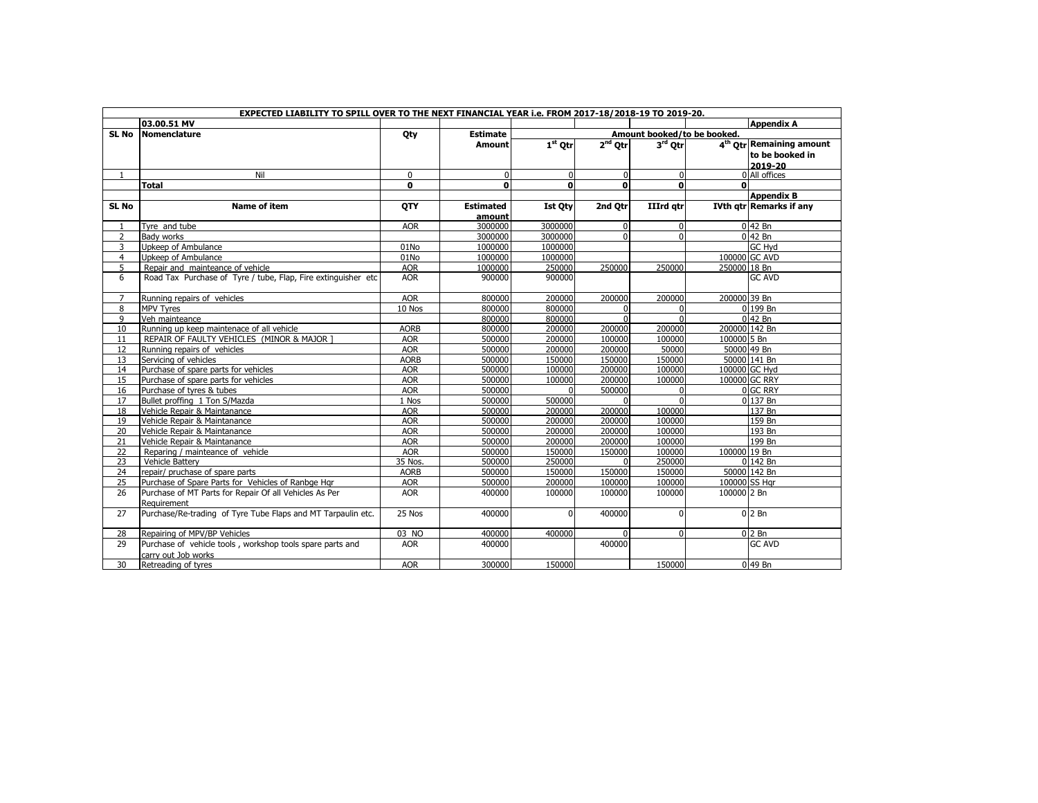| | EXPECTED LIABILITY TO SPILL OVER TO THE NEXT FINANCIAL YEAR i.e. FROM 2017-18/2018-19 TO 2019-20. | | | | | | | |
|---|---|---|---|---|---|---|---|---|
| | **03.00.51 MV** | | | | | | | **Appendix A** |
| **SL No** | **Nomenclature** | **Qty** | **Estimate Amount** | **Amount booked/to be booked.** | | | | |
| | | | | **$1^{st}$ Qtr** | **$2^{nd}$ Qtr** | **$3^{rd}$ Qtr** | **$4^{th}$ Qtr** | **Remaining amount to be booked in 2019-20** |
| 1 | Nil | 0 | 0 | 0 | 0 | 0 | 0 | All offices |
| | **Total** | **0** | **0** | **0** | **0** | **0** | **0** | |
| | | | | | | | | **Appendix B** |
| **SL No** | **Name of item** | **QTY** | **Estimated amount** | **Ist Qty** | **2nd Qtr** | **IIIrd qtr** | **IVth qtr** | **Remarks if any** |
| 1 | Tyre and tube | AOR | 3000000 | 3000000 | 0 | 0 | 0 | 42 Bn |
| 2 | Bady works | | 3000000 | 3000000 | 0 | 0 | 0 | 42 Bn |
| 3 | Upkeep of Ambulance | 01No | 1000000 | 1000000 | | | | GC Hyd |
| 4 | Upkeep of Ambulance | 01No | 1000000 | 1000000 | | | 100000 | GC AVD |
| 5 | Repair and mainteance of vehicle | AOR | 1000000 | 250000 | 250000 | 250000 | 250000 | 18 Bn |
| 6 | Road Tax Purchase of Tyre / tube, Flap, Fire extinguisher etc | AOR | 900000 | 900000 | | | | GC AVD |
| 7 | Running repairs of vehicles | AOR | 800000 | 200000 | 200000 | 200000 | 200000 | 39 Bn |
| 8 | MPV Tyres | 10 Nos | 800000 | 800000 | 0 | 0 | 0 | 199 Bn |
| 9 | Veh mainteance | | 800000 | 800000 | 0 | 0 | 0 | 42 Bn |
| 10 | Running up keep maintenace of all vehicle | AORB | 800000 | 200000 | 200000 | 200000 | 200000 | 142 Bn |
| 11 | REPAIR OF FAULTY VEHICLES (MINOR & MAJOR ] | AOR | 500000 | 200000 | 100000 | 100000 | 100000 | 5 Bn |
| 12 | Running repairs of vehicles | AOR | 500000 | 200000 | 200000 | 50000 | 50000 | 49 Bn |
| 13 | Servicing of vehicles | AORB | 500000 | 150000 | 150000 | 150000 | 50000 | 141 Bn |
| 14 | Purchase of spare parts for vehicles | AOR | 500000 | 100000 | 200000 | 100000 | 100000 | GC Hyd |
| 15 | Purchase of spare parts for vehicles | AOR | 500000 | 100000 | 200000 | 100000 | 100000 | GC RRY |
| 16 | Purchase of tyres & tubes | AOR | 500000 | 0 | 500000 | 0 | 0 | GC RRY |
| 17 | Bullet proffing 1 Ton S/Mazda | 1 Nos | 500000 | 500000 | 0 | 0 | 0 | 137 Bn |
| 18 | Vehicle Repair & Maintanance | AOR | 500000 | 200000 | 200000 | 100000 | | 137 Bn |
| 19 | Vehicle Repair & Maintanance | AOR | 500000 | 200000 | 200000 | 100000 | | 159 Bn |
| 20 | Vehicle Repair & Maintanance | AOR | 500000 | 200000 | 200000 | 100000 | | 193 Bn |
| 21 | Vehicle Repair & Maintanance | AOR | 500000 | 200000 | 200000 | 100000 | | 199 Bn |
| 22 | Reparing / mainteance of vehicle | AOR | 500000 | 150000 | 150000 | 100000 | 100000 | 19 Bn |
| 23 | Vehicle Battery | 35 Nos. | 500000 | 250000 | 0 | 250000 | 0 | 142 Bn |
| 24 | repair/ pruchase of spare parts | AORB | 500000 | 150000 | 150000 | 150000 | 50000 | 142 Bn |
| 25 | Purchase of Spare Parts for Vehicles of Ranbge Hqr | AOR | 500000 | 200000 | 100000 | 100000 | 100000 | SS Hqr |
| 26 | Purchase of MT Parts for Repair Of all Vehicles As Per Requirement | AOR | 400000 | 100000 | 100000 | 100000 | 100000 | 2 Bn |
| 27 | Purchase/Re-trading of Tyre Tube Flaps and MT Tarpaulin etc. | 25 Nos | 400000 | 0 | 400000 | 0 | 0 | 2 Bn |
| 28 | Repairing of MPV/BP Vehicles | 03 NO | 400000 | 400000 | 0 | 0 | 0 | 2 Bn |
| 29 | Purchase of vehicle tools , workshop tools spare parts and carry out Job works | AOR | 400000 | | 400000 | | | GC AVD |
| 30 | Retreading of tyres | AOR | 300000 | 150000 | | 150000 | 0 | 49 Bn |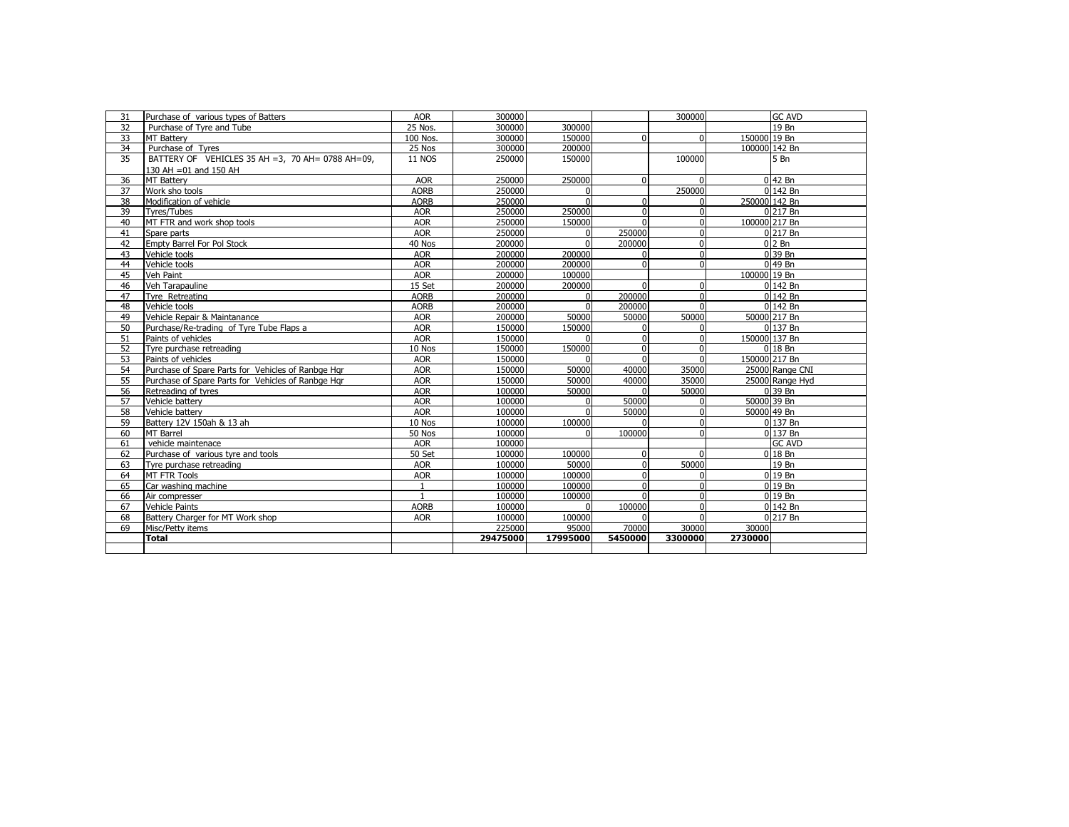| 31 | Purchase of various types of Batters | AOR | 300000 | | | 300000 | | GC AVD |
|---|---|---|---|---|---|---|---|---|
| 32 | Purchase of Tyre and Tube | 25 Nos. | 300000 | 300000 | | | | 19 Bn |
| 33 | MT Battery | 100 Nos. | 300000 | 150000 | 0 | 0 | 150000 | 19 Bn |
| 34 | Purchase of Tyres | 25 Nos | 300000 | 200000 | | | 100000 | 142 Bn |
| 35 | BATTERY OF VEHICLES 35 AH =3, 70 AH= 0788 AH=09, 130 AH =01 and 150 AH | 11 NOS | 250000 | 150000 | | 100000 | | 5 Bn |
| 36 | MT Battery | AOR | 250000 | 250000 | 0 | 0 | 0 | 42 Bn |
| 37 | Work sho tools | AORB | 250000 | 0 | | 250000 | 0 | 142 Bn |
| 38 | Modification of vehicle | AORB | 250000 | 0 | 0 | 0 | 250000 | 142 Bn |
| 39 | Tyres/Tubes | AOR | 250000 | 250000 | 0 | 0 | 0 | 217 Bn |
| 40 | MT FTR and work shop tools | AOR | 250000 | 150000 | 0 | 0 | 100000 | 217 Bn |
| 41 | Spare parts | AOR | 250000 | 0 | 250000 | 0 | 0 | 217 Bn |
| 42 | Empty Barrel For Pol Stock | 40 Nos | 200000 | 0 | 200000 | 0 | 0 | 2 Bn |
| 43 | Vehicle tools | AOR | 200000 | 200000 | 0 | 0 | 0 | 39 Bn |
| 44 | Vehicle tools | AOR | 200000 | 200000 | 0 | 0 | 0 | 49 Bn |
| 45 | Veh Paint | AOR | 200000 | 100000 | | | 100000 | 19 Bn |
| 46 | Veh Tarapauline | 15 Set | 200000 | 200000 | 0 | 0 | 0 | 142 Bn |
| 47 | Tyre Retreating | AORB | 200000 | 0 | 200000 | 0 | 0 | 142 Bn |
| 48 | Vehicle tools | AORB | 200000 | 0 | 200000 | 0 | 0 | 142 Bn |
| 49 | Vehicle Repair & Maintanance | AOR | 200000 | 50000 | 50000 | 50000 | 50000 | 217 Bn |
| 50 | Purchase/Re-trading of Tyre Tube Flaps a | AOR | 150000 | 150000 | 0 | 0 | 0 | 137 Bn |
| 51 | Paints of vehicles | AOR | 150000 | 0 | 0 | 0 | 150000 | 137 Bn |
| 52 | Tyre purchase retreading | 10 Nos | 150000 | 150000 | 0 | 0 | 0 | 18 Bn |
| 53 | Paints of vehicles | AOR | 150000 | 0 | 0 | 0 | 150000 | 217 Bn |
| 54 | Purchase of Spare Parts for Vehicles of Ranbge Hqr | AOR | 150000 | 50000 | 40000 | 35000 | 25000 | Range CNI |
| 55 | Purchase of Spare Parts for Vehicles of Ranbge Hqr | AOR | 150000 | 50000 | 40000 | 35000 | 25000 | Range Hyd |
| 56 | Retreading of tyres | AOR | 100000 | 50000 | 0 | 50000 | 0 | 39 Bn |
| 57 | Vehicle battery | AOR | 100000 | 0 | 50000 | 0 | 50000 | 39 Bn |
| 58 | Vehicle battery | AOR | 100000 | 0 | 50000 | 0 | 50000 | 49 Bn |
| 59 | Battery 12V 150ah & 13 ah | 10 Nos | 100000 | 100000 | 0 | 0 | 0 | 137 Bn |
| 60 | MT Barrel | 50 Nos | 100000 | 0 | 100000 | 0 | 0 | 137 Bn |
| 61 | vehicle maintenace | AOR | 100000 | | | | | GC AVD |
| 62 | Purchase of various tyre and tools | 50 Set | 100000 | 100000 | 0 | 0 | 0 | 18 Bn |
| 63 | Tyre purchase retreading | AOR | 100000 | 50000 | 0 | 50000 | | 19 Bn |
| 64 | MT FTR Tools | AOR | 100000 | 100000 | 0 | 0 | 0 | 19 Bn |
| 65 | Car washing machine | 1 | 100000 | 100000 | 0 | 0 | 0 | 19 Bn |
| 66 | Air compresser | 1 | 100000 | 100000 | 0 | 0 | 0 | 19 Bn |
| 67 | Vehicle Paints | AORB | 100000 | 0 | 100000 | 0 | 0 | 142 Bn |
| 68 | Battery Charger for MT Work shop | AOR | 100000 | 100000 | 0 | 0 | 0 | 217 Bn |
| 69 | Misc/Petty items | | 225000 | 95000 | 70000 | 30000 | 30000 | |
| | **Total** | | **29475000** | **17995000** | **5450000** | **3300000** | **2730000** | |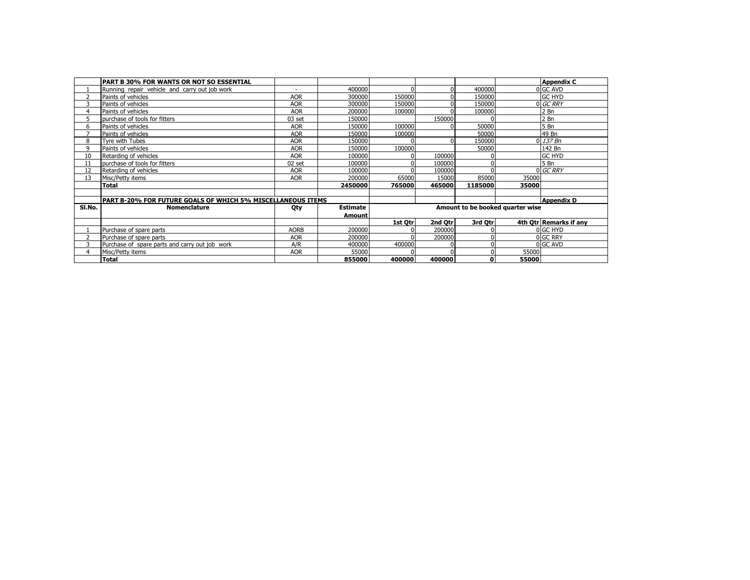| | PART B 30% FOR WANTS OR NOT SO ESSENTIAL | | | | | | | Appendix C |
|---|---|---|---|---|---|---|---|---|
| 1 | Running repair vehicle and carry out job work | - | 400000 | 0 | 0 | 400000 | 0 | GC AVD |
| 2 | Paints of vehicles | AOR | 300000 | 150000 | 0 | 150000 | | GC HYD |
| 3 | Paints of vehicles | AOR | 300000 | 150000 | 0 | 150000 | 0 | *GC RRY* |
| 4 | Paints of vehicles | AOR | 200000 | 100000 | 0 | 100000 | | 2 Bn |
| 5 | purchase of tools for fitters | 03 set | 150000 | | 150000 | 0 | | 2 Bn |
| 6 | Paints of vehicles | AOR | 150000 | 100000 | 0 | 50000 | | 5 Bn |
| 7 | Paints of vehicles | AOR | 150000 | 100000 | | 50000 | | 49 Bn |
| 8 | Tyre with Tubes | AOR | 150000 | 0 | 0 | 150000 | 0 | *137 Bn* |
| 9 | Paints of vehicles | AOR | 150000 | 100000 | | 50000 | | 142 Bn |
| 10 | Retarding of vehicles | AOR | 100000 | 0 | 100000 | 0 | | GC HYD |
| 11 | purchase of tools for fitters | 02 set | 100000 | 0 | 100000 | 0 | | 5 Bn |
| 12 | Retarding of vehicles | AOR | 100000 | 0 | 100000 | 0 | 0 | *GC RRY* |
| 13 | Misc/Petty items | AOR | 200000 | 65000 | 15000 | 85000 | 35000 | |
| | **Total** | | **2450000** | **765000** | **465000** | **1185000** | **35000** | |

| | PART B-20% FOR FUTURE GOALS OF WHICH 5% MISCELLANEOUS ITEMS | | | | | | | Appendix D |
|---|---|---|---|---|---|---|---|---|
| **Sl.No.** | **Nomenclature** | **Qty** | **Estimate Amount** | **Amount to be booked quarter wise** | | | | |
| | | | | **1st Qtr** | **2nd Qtr** | **3rd Qtr** | **4th Qtr** | **Remarks if any** |
| 1 | Purchase of spare parts | AORB | 200000 | 0 | 200000 | 0 | 0 | GC HYD |
| 2 | Purchase of spare parts | AOR | 200000 | 0 | 200000 | 0 | 0 | GC RRY |
| 3 | Purchase of spare parts and carry out job work | A/R | 400000 | 400000 | 0 | 0 | 0 | GC AVD |
| 4 | Misc/Petty items | AOR | 55000 | 0 | 0 | 0 | 55000 | |
| | **Total** | | **855000** | **400000** | **400000** | **0** | **55000** | |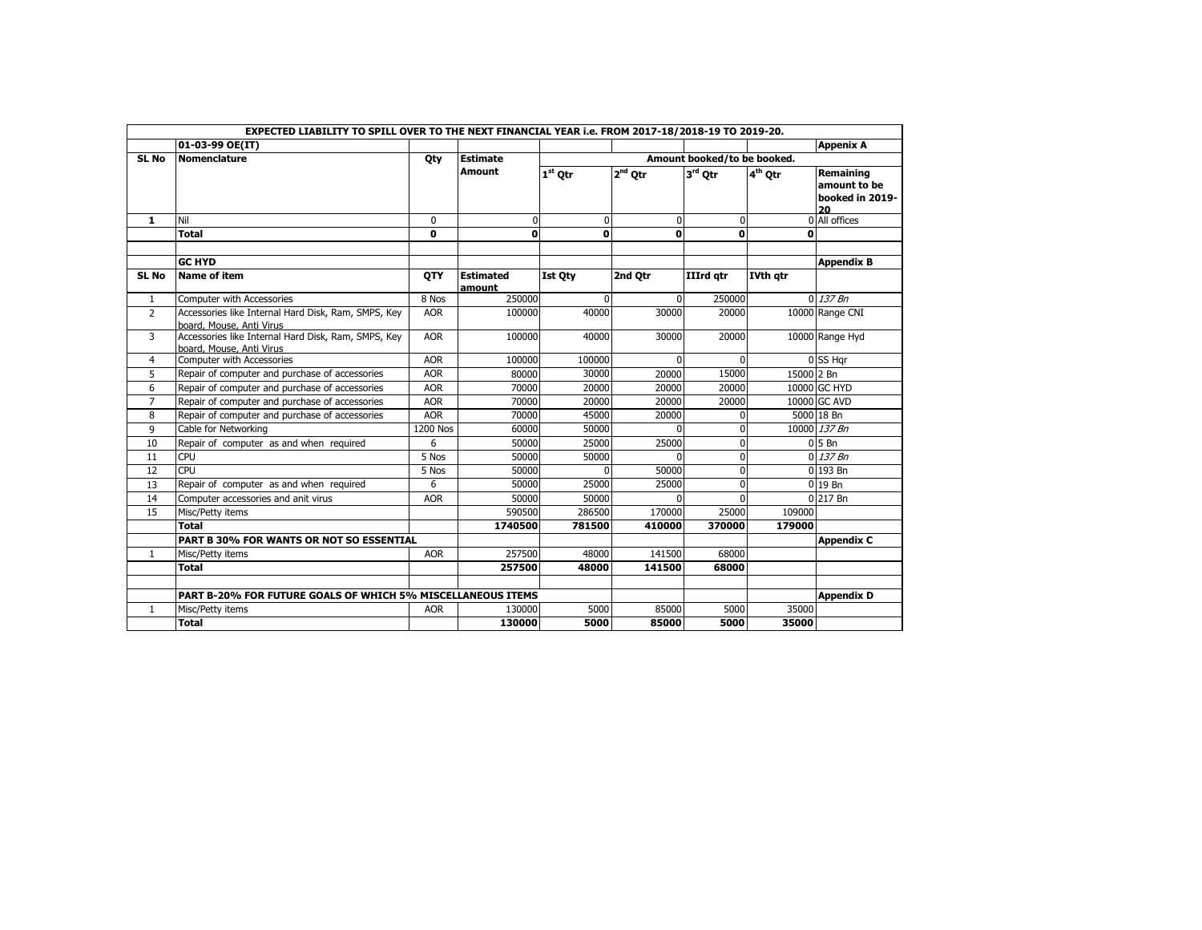| EXPECTED LIABILITY TO SPILL OVER TO THE NEXT FINANCIAL YEAR i.e. FROM 2017-18/2018-19 TO 2019-20. | | | | | | | | |
|---|---|---|---|---|---|---|---|---|
| | **01-03-99 OE(IT)** | | | | | | | **Appenix A** |
| **SL No** | **Nomenclature** | **Qty** | **Estimate Amount** | **Amount booked/to be booked.** | | | | |
| | | | | **1st Qtr** | **2nd Qtr** | **3rd Qtr** | **4th Qtr** | **Remaining amount to be booked in 2019-20** |
| **1** | Nil | 0 | 0 | 0 | 0 | 0 | 0 | All offices |
| | **Total** | **0** | **0** | **0** | **0** | **0** | **0** | |
| | | | | | | | | |
| | **GC HYD** | | | | | | | **Appendix B** |
| **SL No** | **Name of item** | **QTY** | **Estimated amount** | **Ist Qty** | **2nd Qtr** | **IIIrd qtr** | **IVth qtr** | |
| 1 | Computer with Accessories | 8 Nos | 250000 | 0 | 0 | 250000 | 0 | *137 Bn* |
| 2 | Accessories like Internal Hard Disk, Ram, SMPS, Key board, Mouse, Anti Virus | AOR | 100000 | 40000 | 30000 | 20000 | 10000 | Range CNI |
| 3 | Accessories like Internal Hard Disk, Ram, SMPS, Key board, Mouse, Anti Virus | AOR | 100000 | 40000 | 30000 | 20000 | 10000 | Range Hyd |
| 4 | Computer with Accessories | AOR | 100000 | 100000 | 0 | 0 | 0 | SS Hqr |
| 5 | Repair of computer and purchase of accessories | AOR | 80000 | 30000 | 20000 | 15000 | 15000 | 2 Bn |
| 6 | Repair of computer and purchase of accessories | AOR | 70000 | 20000 | 20000 | 20000 | 10000 | GC HYD |
| 7 | Repair of computer and purchase of accessories | AOR | 70000 | 20000 | 20000 | 20000 | 10000 | GC AVD |
| 8 | Repair of computer and purchase of accessories | AOR | 70000 | 45000 | 20000 | 0 | 5000 | 18 Bn |
| 9 | Cable for Networking | 1200 Nos | 60000 | 50000 | 0 | 0 | 10000 | *137 Bn* |
| 10 | Repair of computer as and when required | 6 | 50000 | 25000 | 25000 | 0 | 0 | 5 Bn |
| 11 | CPU | 5 Nos | 50000 | 50000 | 0 | 0 | 0 | *137 Bn* |
| 12 | CPU | 5 Nos | 50000 | 0 | 50000 | 0 | 0 | 193 Bn |
| 13 | Repair of computer as and when required | 6 | 50000 | 25000 | 25000 | 0 | 0 | 19 Bn |
| 14 | Computer accessories and anit virus | AOR | 50000 | 50000 | 0 | 0 | 0 | 217 Bn |
| 15 | Misc/Petty items | | 590500 | 286500 | 170000 | 25000 | 109000 | |
| | **Total** | | **1740500** | **781500** | **410000** | **370000** | **179000** | |
| | **PART B 30% FOR WANTS OR NOT SO ESSENTIAL** | | | | | | | **Appendix C** |
| 1 | Misc/Petty items | AOR | 257500 | 48000 | 141500 | 68000 | | |
| | **Total** | | **257500** | **48000** | **141500** | **68000** | | |
| | | | | | | | | |
| | **PART B-20% FOR FUTURE GOALS OF WHICH 5% MISCELLANEOUS ITEMS** | | | | | | | **Appendix D** |
| 1 | Misc/Petty items | AOR | 130000 | 5000 | 85000 | 5000 | 35000 | |
| | **Total** | | **130000** | **5000** | **85000** | **5000** | **35000** | |